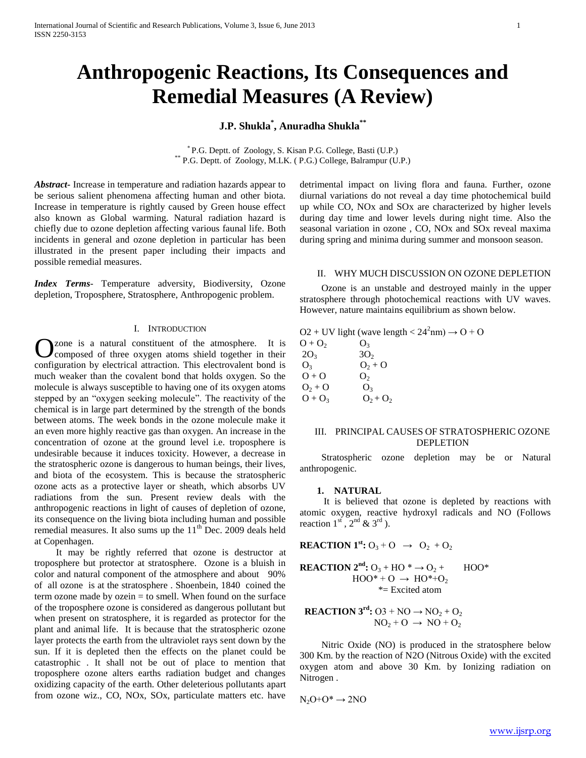# Anthropogenic Reactions, Its Consequences and Remedial Measures (A Review)

**J.P. Shukla\*, Anuradha Shukla\*\***

\* P.G. Deptt. of Zoology, S. Kisan P.G. College, Basti (U.P.)
\*\* P.G. Deptt. of Zoology, M.LK. ( P.G.) College, Balrampur (U.P.)

***Abstract*-** Increase in temperature and radiation hazards appear to be serious salient phenomena affecting human and other biota. Increase in temperature is rightly caused by Green house effect also known as Global warming. Natural radiation hazard is chiefly due to ozone depletion affecting various faunal life. Both incidents in general and ozone depletion in particular has been illustrated in the present paper including their impacts and possible remedial measures.

***Index Terms*-** Temperature adversity, Biodiversity, Ozone depletion, Troposphere, Stratosphere, Anthropogenic problem.

## I. Introduction

Ozone is a natural constituent of the atmosphere. It is composed of three oxygen atoms shield together in their configuration by electrical attraction. This electrovalent bond is much weaker than the covalent bond that holds oxygen. So the molecule is always susceptible to having one of its oxygen atoms stepped by an "oxygen seeking molecule". The reactivity of the chemical is in large part determined by the strength of the bonds between atoms. The week bonds in the ozone molecule make it an even more highly reactive gas than oxygen. An increase in the concentration of ozone at the ground level i.e. troposphere is undesirable because it induces toxicity. However, a decrease in the stratospheric ozone is dangerous to human beings, their lives, and biota of the ecosystem. This is because the stratospheric ozone acts as a protective layer or sheath, which absorbs UV radiations from the sun. Present review deals with the anthropogenic reactions in light of causes of depletion of ozone, its consequence on the living biota including human and possible remedial measures. It also sums up the 11th Dec. 2009 deals held at Copenhagen.

It may be rightly referred that ozone is destructor at troposphere but protector at stratosphere. Ozone is a bluish in color and natural component of the atmosphere and about 90% of all ozone is at the stratosphere . Shoenbein, 1840 coined the term ozone made by ozein = to smell. When found on the surface of the troposphere ozone is considered as dangerous pollutant but when present on stratosphere, it is regarded as protector for the plant and animal life. It is because that the stratospheric ozone layer protects the earth from the ultraviolet rays sent down by the sun. If it is depleted then the effects on the planet could be catastrophic . It shall not be out of place to mention that troposphere ozone alters earths radiation budget and changes oxidizing capacity of the earth. Other deleterious pollutants apart from ozone wiz., CO, NOx, SOx, particulate matters etc. have detrimental impact on living flora and fauna. Further, ozone diurnal variations do not reveal a day time photochemical build up while CO, NOx and SOx are characterized by higher levels during day time and lower levels during night time. Also the seasonal variation in ozone , CO, NOx and SOx reveal maxima during spring and minima during summer and monsoon season.

## II. Why Much Discussion on Ozone Depletion

Ozone is an unstable and destroyed mainly in the upper stratosphere through photochemical reactions with UV waves. However, nature maintains equilibrium as shown below.

O2 + UV light (wave length < $24^2$nm) → O + O

| | |
|---|---|
| $O + O_2$ | $O_3$ |
| $2O_3$ | $3O_2$ |
| $O_3$ | $O_2 + O$ |
| $O + O$ | $O_2$ |
| $O_2 + O$ | $O_3$ |
| $O + O_3$ | $O_2 + O_2$ |

## III. Principal Causes of Stratospheric Ozone Depletion

Stratospheric ozone depletion may be or Natural anthropogenic.

### 1. NATURAL

It is believed that ozone is depleted by reactions with atomic oxygen, reactive hydroxyl radicals and NO (Follows reaction 1st , 2nd & 3rd ).

**REACTION 1st:** $O_3 + O \rightarrow O_2 + O_2$

**REACTION 2nd:** $O_3 + HO^* \rightarrow O_2 + HOO^*$

$HOO^* + O \rightarrow HO^* + O_2$

*= Excited atom

**REACTION 3rd:** $O3 + NO \rightarrow NO_2 + O_2$

$NO_2 + O \rightarrow NO + O_2$

Nitric Oxide (NO) is produced in the stratosphere below 300 Km. by the reaction of N2O (Nitrous Oxide) with the excited oxygen atom and above 30 Km. by Ionizing radiation on Nitrogen .

$N_2O + O^* \rightarrow 2NO$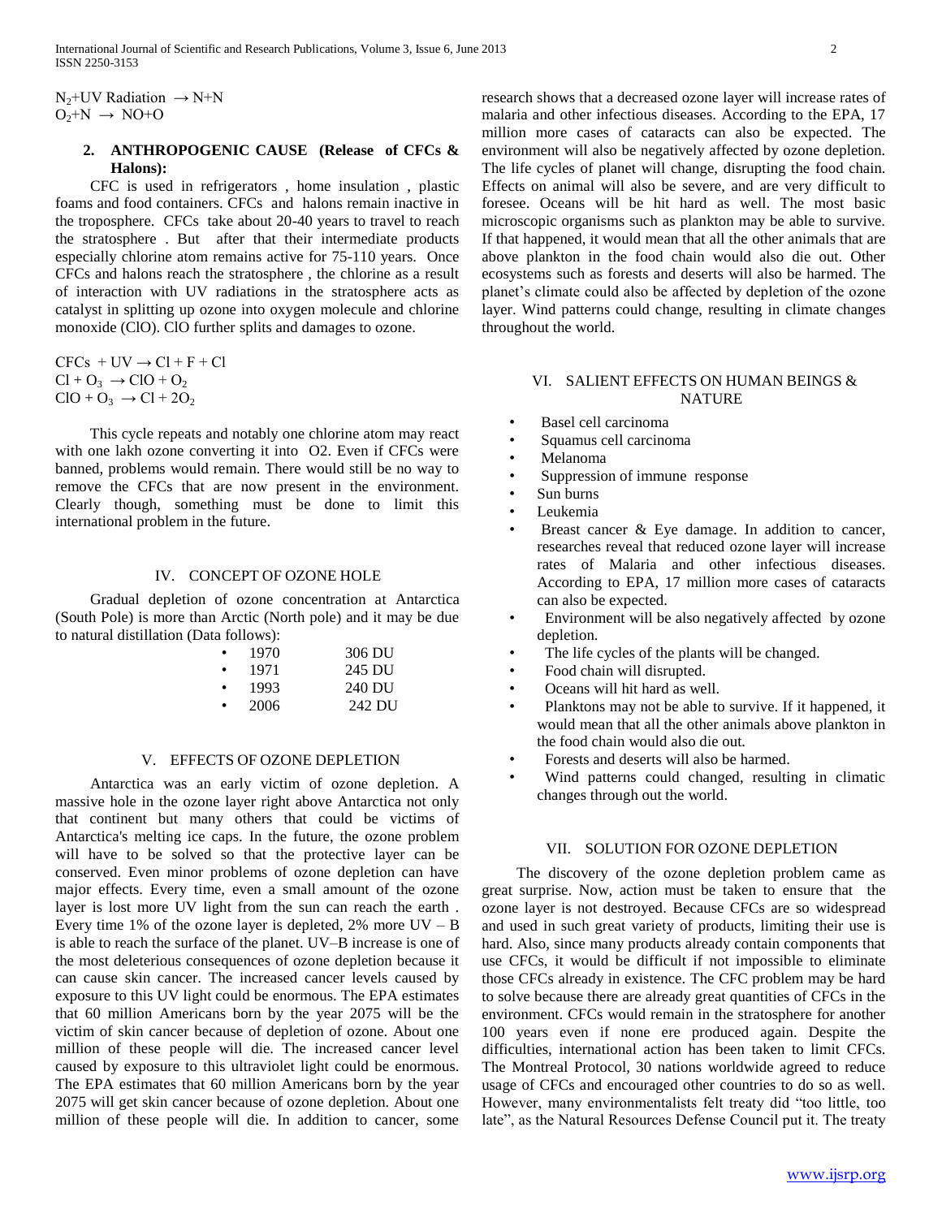$N_2$+UV Radiation $\rightarrow$ N+N
$O_2$+N $\rightarrow$ NO+O

## 2. ANTHROPOGENIC CAUSE (Release of CFCs & Halons):

CFC is used in refrigerators , home insulation , plastic foams and food containers. CFCs and halons remain inactive in the troposphere. CFCs take about 20-40 years to travel to reach the stratosphere . But after that their intermediate products especially chlorine atom remains active for 75-110 years. Once CFCs and halons reach the stratosphere , the chlorine as a result of interaction with UV radiations in the stratosphere acts as catalyst in splitting up ozone into oxygen molecule and chlorine monoxide (ClO). ClO further splits and damages to ozone.

CFCs + UV $\rightarrow$ Cl + F + Cl
Cl + $O_3$ $\rightarrow$ ClO + $O_2$
ClO + $O_3$ $\rightarrow$ Cl + 2$O_2$

This cycle repeats and notably one chlorine atom may react with one lakh ozone converting it into O2. Even if CFCs were banned, problems would remain. There would still be no way to remove the CFCs that are now present in the environment. Clearly though, something must be done to limit this international problem in the future.

# IV. CONCEPT OF OZONE HOLE

Gradual depletion of ozone concentration at Antarctica (South Pole) is more than Arctic (North pole) and it may be due to natural distillation (Data follows):

- 1970 306 DU
- 1971 245 DU
- 1993 240 DU
- 2006 242 DU

# V. EFFECTS OF OZONE DEPLETION

Antarctica was an early victim of ozone depletion. A massive hole in the ozone layer right above Antarctica not only that continent but many others that could be victims of Antarctica's melting ice caps. In the future, the ozone problem will have to be solved so that the protective layer can be conserved. Even minor problems of ozone depletion can have major effects. Every time, even a small amount of the ozone layer is lost more UV light from the sun can reach the earth . Every time 1% of the ozone layer is depleted, 2% more UV – B is able to reach the surface of the planet. UV–B increase is one of the most deleterious consequences of ozone depletion because it can cause skin cancer. The increased cancer levels caused by exposure to this UV light could be enormous. The EPA estimates that 60 million Americans born by the year 2075 will be the victim of skin cancer because of depletion of ozone. About one million of these people will die. The increased cancer level caused by exposure to this ultraviolet light could be enormous. The EPA estimates that 60 million Americans born by the year 2075 will get skin cancer because of ozone depletion. About one million of these people will die. In addition to cancer, some research shows that a decreased ozone layer will increase rates of malaria and other infectious diseases. According to the EPA, 17 million more cases of cataracts can also be expected. The environment will also be negatively affected by ozone depletion. The life cycles of planet will change, disrupting the food chain. Effects on animal will also be severe, and are very difficult to foresee. Oceans will be hit hard as well. The most basic microscopic organisms such as plankton may be able to survive. If that happened, it would mean that all the other animals that are above plankton in the food chain would also die out. Other ecosystems such as forests and deserts will also be harmed. The planet's climate could also be affected by depletion of the ozone layer. Wind patterns could change, resulting in climate changes throughout the world.

# VI. SALIENT EFFECTS ON HUMAN BEINGS & NATURE

- Basel cell carcinoma
- Squamus cell carcinoma
- Melanoma
- Suppression of immune response
- Sun burns
- Leukemia
- Breast cancer & Eye damage. In addition to cancer, researches reveal that reduced ozone layer will increase rates of Malaria and other infectious diseases. According to EPA, 17 million more cases of cataracts can also be expected.
- Environment will be also negatively affected by ozone depletion.
- The life cycles of the plants will be changed.
- Food chain will disrupted.
- Oceans will hit hard as well.
- Planktons may not be able to survive. If it happened, it would mean that all the other animals above plankton in the food chain would also die out.
- Forests and deserts will also be harmed.
- Wind patterns could changed, resulting in climatic changes through out the world.

# VII. SOLUTION FOR OZONE DEPLETION

The discovery of the ozone depletion problem came as great surprise. Now, action must be taken to ensure that the ozone layer is not destroyed. Because CFCs are so widespread and used in such great variety of products, limiting their use is hard. Also, since many products already contain components that use CFCs, it would be difficult if not impossible to eliminate those CFCs already in existence. The CFC problem may be hard to solve because there are already great quantities of CFCs in the environment. CFCs would remain in the stratosphere for another 100 years even if none ere produced again. Despite the difficulties, international action has been taken to limit CFCs. The Montreal Protocol, 30 nations worldwide agreed to reduce usage of CFCs and encouraged other countries to do so as well. However, many environmentalists felt treaty did "too little, too late", as the Natural Resources Defense Council put it. The treaty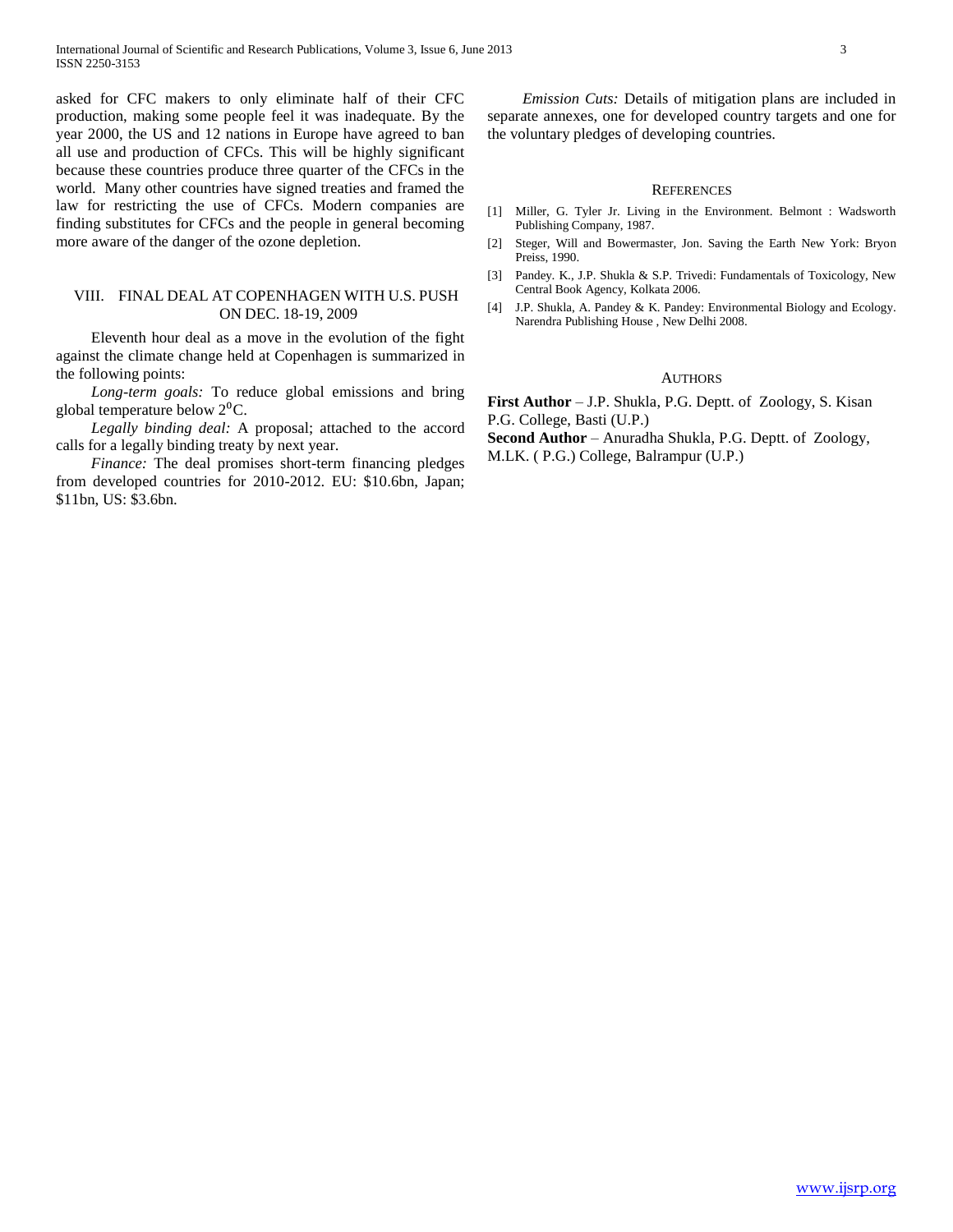asked for CFC makers to only eliminate half of their CFC production, making some people feel it was inadequate. By the year 2000, the US and 12 nations in Europe have agreed to ban all use and production of CFCs. This will be highly significant because these countries produce three quarter of the CFCs in the world. Many other countries have signed treaties and framed the law for restricting the use of CFCs. Modern companies are finding substitutes for CFCs and the people in general becoming more aware of the danger of the ozone depletion.

## VIII. Final Deal at Copenhagen with U.S. Push on Dec. 18-19, 2009

Eleventh hour deal as a move in the evolution of the fight against the climate change held at Copenhagen is summarized in the following points:

*Long-term goals:* To reduce global emissions and bring global temperature below $2^0$C.

*Legally binding deal:* A proposal; attached to the accord calls for a legally binding treaty by next year.

*Finance:* The deal promises short-term financing pledges from developed countries for 2010-2012. EU: $10.6bn, Japan; $11bn, US: $3.6bn.

*Emission Cuts:* Details of mitigation plans are included in separate annexes, one for developed country targets and one for the voluntary pledges of developing countries.

## References

[1] Miller, G. Tyler Jr. Living in the Environment. Belmont : Wadsworth Publishing Company, 1987.

[2] Steger, Will and Bowermaster, Jon. Saving the Earth New York: Bryon Preiss, 1990.

[3] Pandey. K., J.P. Shukla & S.P. Trivedi: Fundamentals of Toxicology, New Central Book Agency, Kolkata 2006.

[4] J.P. Shukla, A. Pandey & K. Pandey: Environmental Biology and Ecology. Narendra Publishing House , New Delhi 2008.

## Authors

**First Author** – J.P. Shukla, P.G. Deptt. of Zoology, S. Kisan P.G. College, Basti (U.P.)

**Second Author** – Anuradha Shukla, P.G. Deptt. of Zoology, M.LK. ( P.G.) College, Balrampur (U.P.)